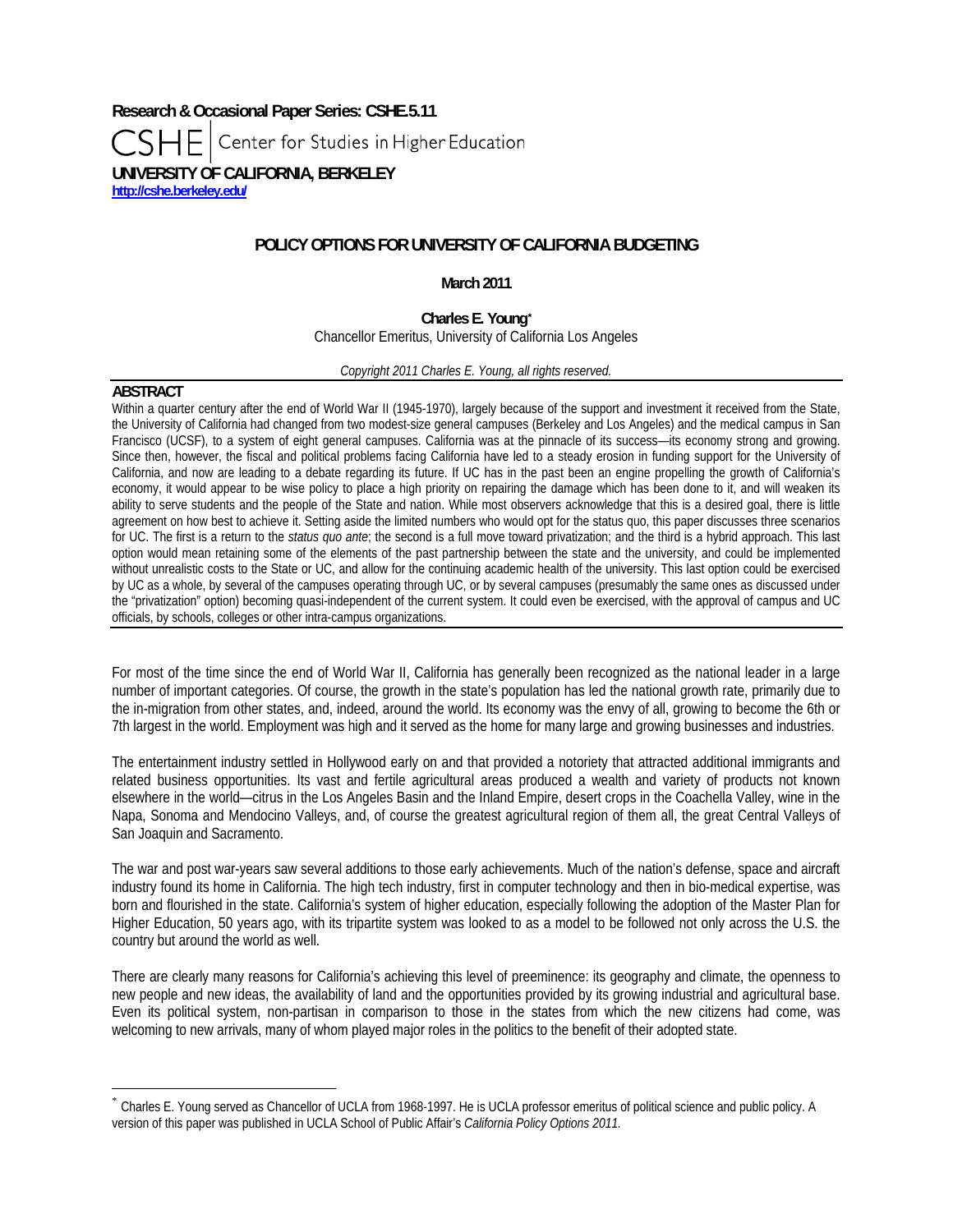**Research & Occasional Paper Series: CSHE.5.11**

CSHE | Center for Studies in Higher Education

**UNIVERSITY OF CALIFORNIA, BERKELEY**

http://cshe.berkeley.edu/

# POLICY OPTIONS FOR UNIVERSITY OF CALIFORNIA BUDGETING

**March 2011**

**Charles E. Young***

Chancellor Emeritus, University of California Los Angeles

*Copyright 2011 Charles E. Young, all rights reserved.*

## ABSTRACT

Within a quarter century after the end of World War II (1945-1970), largely because of the support and investment it received from the State, the University of California had changed from two modest-size general campuses (Berkeley and Los Angeles) and the medical campus in San Francisco (UCSF), to a system of eight general campuses. California was at the pinnacle of its success—its economy strong and growing. Since then, however, the fiscal and political problems facing California have led to a steady erosion in funding support for the University of California, and now are leading to a debate regarding its future. If UC has in the past been an engine propelling the growth of California's economy, it would appear to be wise policy to place a high priority on repairing the damage which has been done to it, and will weaken its ability to serve students and the people of the State and nation. While most observers acknowledge that this is a desired goal, there is little agreement on how best to achieve it. Setting aside the limited numbers who would opt for the status quo, this paper discusses three scenarios for UC. The first is a return to the *status quo ante*; the second is a full move toward privatization; and the third is a hybrid approach. This last option would mean retaining some of the elements of the past partnership between the state and the university, and could be implemented without unrealistic costs to the State or UC, and allow for the continuing academic health of the university. This last option could be exercised by UC as a whole, by several of the campuses operating through UC, or by several campuses (presumably the same ones as discussed under the "privatization" option) becoming quasi-independent of the current system. It could even be exercised, with the approval of campus and UC officials, by schools, colleges or other intra-campus organizations.

For most of the time since the end of World War II, California has generally been recognized as the national leader in a large number of important categories. Of course, the growth in the state's population has led the national growth rate, primarily due to the in-migration from other states, and, indeed, around the world. Its economy was the envy of all, growing to become the 6th or 7th largest in the world. Employment was high and it served as the home for many large and growing businesses and industries.

The entertainment industry settled in Hollywood early on and that provided a notoriety that attracted additional immigrants and related business opportunities. Its vast and fertile agricultural areas produced a wealth and variety of products not known elsewhere in the world—citrus in the Los Angeles Basin and the Inland Empire, desert crops in the Coachella Valley, wine in the Napa, Sonoma and Mendocino Valleys, and, of course the greatest agricultural region of them all, the great Central Valleys of San Joaquin and Sacramento.

The war and post war-years saw several additions to those early achievements. Much of the nation's defense, space and aircraft industry found its home in California. The high tech industry, first in computer technology and then in bio-medical expertise, was born and flourished in the state. California's system of higher education, especially following the adoption of the Master Plan for Higher Education, 50 years ago, with its tripartite system was looked to as a model to be followed not only across the U.S. the country but around the world as well.

There are clearly many reasons for California's achieving this level of preeminence: its geography and climate, the openness to new people and new ideas, the availability of land and the opportunities provided by its growing industrial and agricultural base. Even its political system, non-partisan in comparison to those in the states from which the new citizens had come, was welcoming to new arrivals, many of whom played major roles in the politics to the benefit of their adopted state.

---

* Charles E. Young served as Chancellor of UCLA from 1968-1997. He is UCLA professor emeritus of political science and public policy. A version of this paper was published in UCLA School of Public Affair's *California Policy Options 2011.*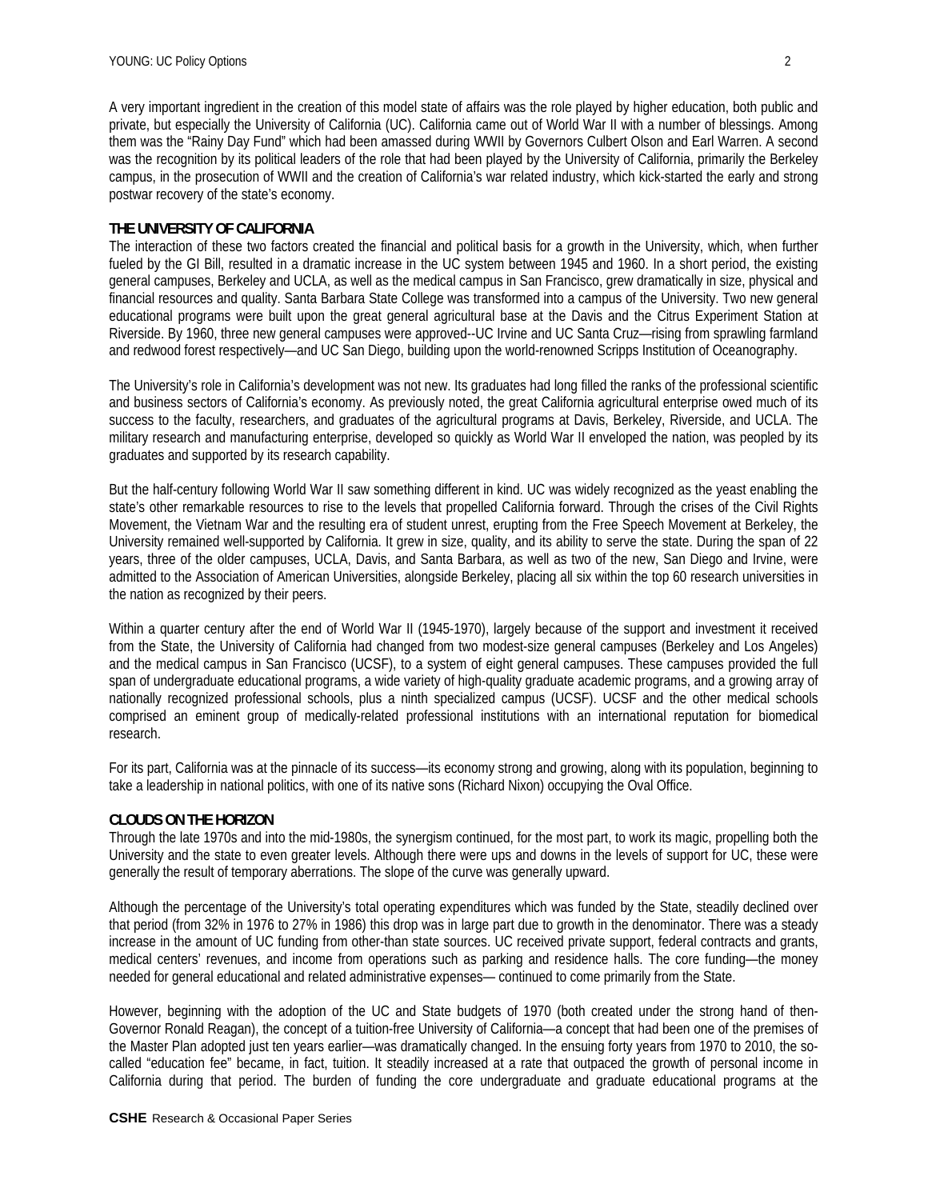A very important ingredient in the creation of this model state of affairs was the role played by higher education, both public and private, but especially the University of California (UC). California came out of World War II with a number of blessings. Among them was the "Rainy Day Fund" which had been amassed during WWII by Governors Culbert Olson and Earl Warren. A second was the recognition by its political leaders of the role that had been played by the University of California, primarily the Berkeley campus, in the prosecution of WWII and the creation of California's war related industry, which kick-started the early and strong postwar recovery of the state's economy.

**THE UNIVERSITY OF CALIFORNIA**

The interaction of these two factors created the financial and political basis for a growth in the University, which, when further fueled by the GI Bill, resulted in a dramatic increase in the UC system between 1945 and 1960. In a short period, the existing general campuses, Berkeley and UCLA, as well as the medical campus in San Francisco, grew dramatically in size, physical and financial resources and quality. Santa Barbara State College was transformed into a campus of the University. Two new general educational programs were built upon the great general agricultural base at the Davis and the Citrus Experiment Station at Riverside. By 1960, three new general campuses were approved--UC Irvine and UC Santa Cruz—rising from sprawling farmland and redwood forest respectively—and UC San Diego, building upon the world-renowned Scripps Institution of Oceanography.

The University's role in California's development was not new. Its graduates had long filled the ranks of the professional scientific and business sectors of California's economy. As previously noted, the great California agricultural enterprise owed much of its success to the faculty, researchers, and graduates of the agricultural programs at Davis, Berkeley, Riverside, and UCLA. The military research and manufacturing enterprise, developed so quickly as World War II enveloped the nation, was peopled by its graduates and supported by its research capability.

But the half-century following World War II saw something different in kind. UC was widely recognized as the yeast enabling the state's other remarkable resources to rise to the levels that propelled California forward. Through the crises of the Civil Rights Movement, the Vietnam War and the resulting era of student unrest, erupting from the Free Speech Movement at Berkeley, the University remained well-supported by California. It grew in size, quality, and its ability to serve the state. During the span of 22 years, three of the older campuses, UCLA, Davis, and Santa Barbara, as well as two of the new, San Diego and Irvine, were admitted to the Association of American Universities, alongside Berkeley, placing all six within the top 60 research universities in the nation as recognized by their peers.

Within a quarter century after the end of World War II (1945-1970), largely because of the support and investment it received from the State, the University of California had changed from two modest-size general campuses (Berkeley and Los Angeles) and the medical campus in San Francisco (UCSF), to a system of eight general campuses. These campuses provided the full span of undergraduate educational programs, a wide variety of high-quality graduate academic programs, and a growing array of nationally recognized professional schools, plus a ninth specialized campus (UCSF). UCSF and the other medical schools comprised an eminent group of medically-related professional institutions with an international reputation for biomedical research.

For its part, California was at the pinnacle of its success—its economy strong and growing, along with its population, beginning to take a leadership in national politics, with one of its native sons (Richard Nixon) occupying the Oval Office.

**CLOUDS ON THE HORIZON**

Through the late 1970s and into the mid-1980s, the synergism continued, for the most part, to work its magic, propelling both the University and the state to even greater levels. Although there were ups and downs in the levels of support for UC, these were generally the result of temporary aberrations. The slope of the curve was generally upward.

Although the percentage of the University's total operating expenditures which was funded by the State, steadily declined over that period (from 32% in 1976 to 27% in 1986) this drop was in large part due to growth in the denominator. There was a steady increase in the amount of UC funding from other-than state sources. UC received private support, federal contracts and grants, medical centers' revenues, and income from operations such as parking and residence halls. The core funding—the money needed for general educational and related administrative expenses— continued to come primarily from the State.

However, beginning with the adoption of the UC and State budgets of 1970 (both created under the strong hand of then-Governor Ronald Reagan), the concept of a tuition-free University of California—a concept that had been one of the premises of the Master Plan adopted just ten years earlier—was dramatically changed. In the ensuing forty years from 1970 to 2010, the so-called "education fee" became, in fact, tuition. It steadily increased at a rate that outpaced the growth of personal income in California during that period. The burden of funding the core undergraduate and graduate educational programs at the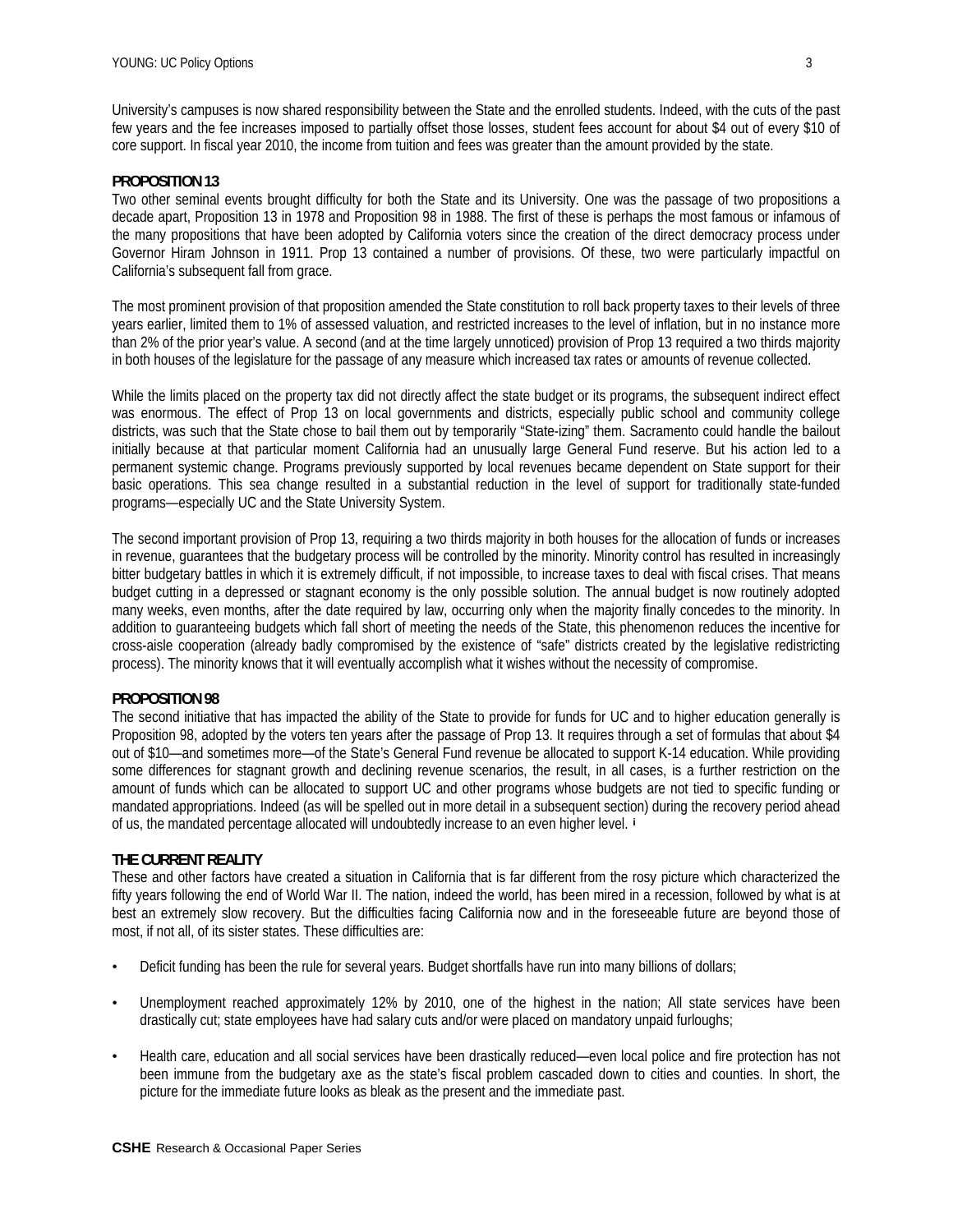University's campuses is now shared responsibility between the State and the enrolled students. Indeed, with the cuts of the past few years and the fee increases imposed to partially offset those losses, student fees account for about $4 out of every $10 of core support. In fiscal year 2010, the income from tuition and fees was greater than the amount provided by the state.

## PROPOSITION 13

Two other seminal events brought difficulty for both the State and its University. One was the passage of two propositions a decade apart, Proposition 13 in 1978 and Proposition 98 in 1988. The first of these is perhaps the most famous or infamous of the many propositions that have been adopted by California voters since the creation of the direct democracy process under Governor Hiram Johnson in 1911. Prop 13 contained a number of provisions. Of these, two were particularly impactful on California's subsequent fall from grace.

The most prominent provision of that proposition amended the State constitution to roll back property taxes to their levels of three years earlier, limited them to 1% of assessed valuation, and restricted increases to the level of inflation, but in no instance more than 2% of the prior year's value. A second (and at the time largely unnoticed) provision of Prop 13 required a two thirds majority in both houses of the legislature for the passage of any measure which increased tax rates or amounts of revenue collected.

While the limits placed on the property tax did not directly affect the state budget or its programs, the subsequent indirect effect was enormous. The effect of Prop 13 on local governments and districts, especially public school and community college districts, was such that the State chose to bail them out by temporarily "State-izing" them. Sacramento could handle the bailout initially because at that particular moment California had an unusually large General Fund reserve. But his action led to a permanent systemic change. Programs previously supported by local revenues became dependent on State support for their basic operations. This sea change resulted in a substantial reduction in the level of support for traditionally state-funded programs—especially UC and the State University System.

The second important provision of Prop 13, requiring a two thirds majority in both houses for the allocation of funds or increases in revenue, guarantees that the budgetary process will be controlled by the minority. Minority control has resulted in increasingly bitter budgetary battles in which it is extremely difficult, if not impossible, to increase taxes to deal with fiscal crises. That means budget cutting in a depressed or stagnant economy is the only possible solution. The annual budget is now routinely adopted many weeks, even months, after the date required by law, occurring only when the majority finally concedes to the minority. In addition to guaranteeing budgets which fall short of meeting the needs of the State, this phenomenon reduces the incentive for cross-aisle cooperation (already badly compromised by the existence of "safe" districts created by the legislative redistricting process). The minority knows that it will eventually accomplish what it wishes without the necessity of compromise.

## PROPOSITION 98

The second initiative that has impacted the ability of the State to provide for funds for UC and to higher education generally is Proposition 98, adopted by the voters ten years after the passage of Prop 13. It requires through a set of formulas that about $4 out of $10—and sometimes more—of the State's General Fund revenue be allocated to support K-14 education. While providing some differences for stagnant growth and declining revenue scenarios, the result, in all cases, is a further restriction on the amount of funds which can be allocated to support UC and other programs whose budgets are not tied to specific funding or mandated appropriations. Indeed (as will be spelled out in more detail in a subsequent section) during the recovery period ahead of us, the mandated percentage allocated will undoubtedly increase to an even higher level. [i]

## THE CURRENT REALITY

These and other factors have created a situation in California that is far different from the rosy picture which characterized the fifty years following the end of World War II. The nation, indeed the world, has been mired in a recession, followed by what is at best an extremely slow recovery. But the difficulties facing California now and in the foreseeable future are beyond those of most, if not all, of its sister states. These difficulties are:

- Deficit funding has been the rule for several years. Budget shortfalls have run into many billions of dollars;
- Unemployment reached approximately 12% by 2010, one of the highest in the nation; All state services have been drastically cut; state employees have had salary cuts and/or were placed on mandatory unpaid furloughs;
- Health care, education and all social services have been drastically reduced—even local police and fire protection has not been immune from the budgetary axe as the state's fiscal problem cascaded down to cities and counties. In short, the picture for the immediate future looks as bleak as the present and the immediate past.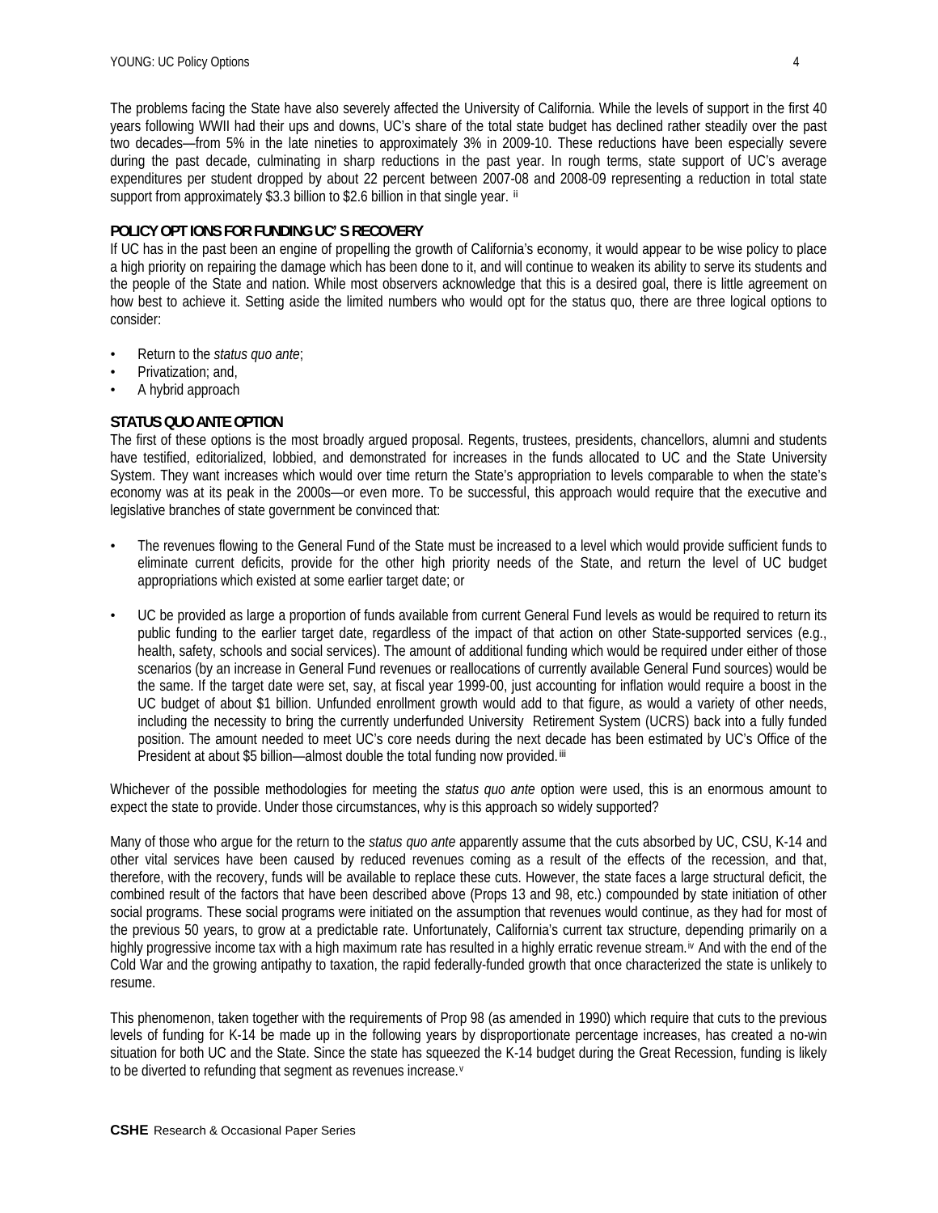The problems facing the State have also severely affected the University of California. While the levels of support in the first 40 years following WWII had their ups and downs, UC's share of the total state budget has declined rather steadily over the past two decades—from 5% in the late nineties to approximately 3% in 2009-10. These reductions have been especially severe during the past decade, culminating in sharp reductions in the past year. In rough terms, state support of UC's average expenditures per student dropped by about 22 percent between 2007-08 and 2008-09 representing a reduction in total state support from approximately \$3.3 billion to \$2.6 billion in that single year. [ii]

## POLICY OPTIONS FOR FUNDING UC'S RECOVERY

If UC has in the past been an engine of propelling the growth of California's economy, it would appear to be wise policy to place a high priority on repairing the damage which has been done to it, and will continue to weaken its ability to serve its students and the people of the State and nation. While most observers acknowledge that this is a desired goal, there is little agreement on how best to achieve it. Setting aside the limited numbers who would opt for the status quo, there are three logical options to consider:

- Return to the *status quo ante*;
- Privatization; and,
- A hybrid approach

## STATUS QUO ANTE OPTION

The first of these options is the most broadly argued proposal. Regents, trustees, presidents, chancellors, alumni and students have testified, editorialized, lobbied, and demonstrated for increases in the funds allocated to UC and the State University System. They want increases which would over time return the State's appropriation to levels comparable to when the state's economy was at its peak in the 2000s—or even more. To be successful, this approach would require that the executive and legislative branches of state government be convinced that:

- The revenues flowing to the General Fund of the State must be increased to a level which would provide sufficient funds to eliminate current deficits, provide for the other high priority needs of the State, and return the level of UC budget appropriations which existed at some earlier target date; or

- UC be provided as large a proportion of funds available from current General Fund levels as would be required to return its public funding to the earlier target date, regardless of the impact of that action on other State-supported services (e.g., health, safety, schools and social services). The amount of additional funding which would be required under either of those scenarios (by an increase in General Fund revenues or reallocations of currently available General Fund sources) would be the same. If the target date were set, say, at fiscal year 1999-00, just accounting for inflation would require a boost in the UC budget of about \$1 billion. Unfunded enrollment growth would add to that figure, as would a variety of other needs, including the necessity to bring the currently underfunded University Retirement System (UCRS) back into a fully funded position. The amount needed to meet UC's core needs during the next decade has been estimated by UC's Office of the President at about \$5 billion—almost double the total funding now provided.[iii]

Whichever of the possible methodologies for meeting the *status quo ante* option were used, this is an enormous amount to expect the state to provide. Under those circumstances, why is this approach so widely supported?

Many of those who argue for the return to the *status quo ante* apparently assume that the cuts absorbed by UC, CSU, K-14 and other vital services have been caused by reduced revenues coming as a result of the effects of the recession, and that, therefore, with the recovery, funds will be available to replace these cuts. However, the state faces a large structural deficit, the combined result of the factors that have been described above (Props 13 and 98, etc.) compounded by state initiation of other social programs. These social programs were initiated on the assumption that revenues would continue, as they had for most of the previous 50 years, to grow at a predictable rate. Unfortunately, California's current tax structure, depending primarily on a highly progressive income tax with a high maximum rate has resulted in a highly erratic revenue stream.[iv] And with the end of the Cold War and the growing antipathy to taxation, the rapid federally-funded growth that once characterized the state is unlikely to resume.

This phenomenon, taken together with the requirements of Prop 98 (as amended in 1990) which require that cuts to the previous levels of funding for K-14 be made up in the following years by disproportionate percentage increases, has created a no-win situation for both UC and the State. Since the state has squeezed the K-14 budget during the Great Recession, funding is likely to be diverted to refunding that segment as revenues increase.[v]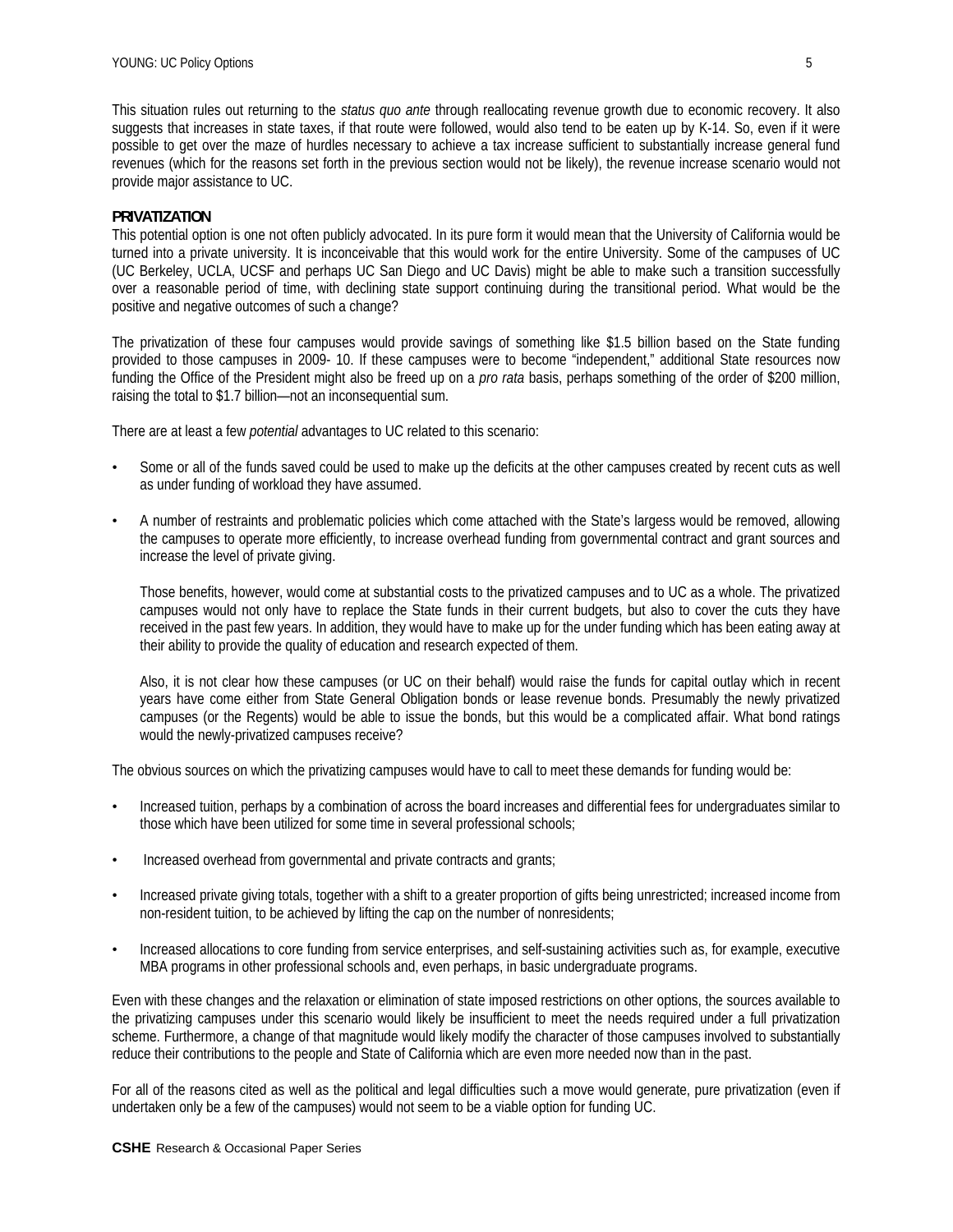This situation rules out returning to the *status quo ante* through reallocating revenue growth due to economic recovery. It also suggests that increases in state taxes, if that route were followed, would also tend to be eaten up by K-14. So, even if it were possible to get over the maze of hurdles necessary to achieve a tax increase sufficient to substantially increase general fund revenues (which for the reasons set forth in the previous section would not be likely), the revenue increase scenario would not provide major assistance to UC.

**PRIVATIZATION**

This potential option is one not often publicly advocated. In its pure form it would mean that the University of California would be turned into a private university. It is inconceivable that this would work for the entire University. Some of the campuses of UC (UC Berkeley, UCLA, UCSF and perhaps UC San Diego and UC Davis) might be able to make such a transition successfully over a reasonable period of time, with declining state support continuing during the transitional period. What would be the positive and negative outcomes of such a change?

The privatization of these four campuses would provide savings of something like $1.5 billion based on the State funding provided to those campuses in 2009- 10. If these campuses were to become "independent," additional State resources now funding the Office of the President might also be freed up on a *pro rata* basis, perhaps something of the order of $200 million, raising the total to $1.7 billion—not an inconsequential sum.

There are at least a few *potential* advantages to UC related to this scenario:

- Some or all of the funds saved could be used to make up the deficits at the other campuses created by recent cuts as well as under funding of workload they have assumed.
- A number of restraints and problematic policies which come attached with the State's largess would be removed, allowing the campuses to operate more efficiently, to increase overhead funding from governmental contract and grant sources and increase the level of private giving.

  Those benefits, however, would come at substantial costs to the privatized campuses and to UC as a whole. The privatized campuses would not only have to replace the State funds in their current budgets, but also to cover the cuts they have received in the past few years. In addition, they would have to make up for the under funding which has been eating away at their ability to provide the quality of education and research expected of them.

  Also, it is not clear how these campuses (or UC on their behalf) would raise the funds for capital outlay which in recent years have come either from State General Obligation bonds or lease revenue bonds. Presumably the newly privatized campuses (or the Regents) would be able to issue the bonds, but this would be a complicated affair. What bond ratings would the newly-privatized campuses receive?

The obvious sources on which the privatizing campuses would have to call to meet these demands for funding would be:

- Increased tuition, perhaps by a combination of across the board increases and differential fees for undergraduates similar to those which have been utilized for some time in several professional schools;
- Increased overhead from governmental and private contracts and grants;
- Increased private giving totals, together with a shift to a greater proportion of gifts being unrestricted; increased income from non-resident tuition, to be achieved by lifting the cap on the number of nonresidents;
- Increased allocations to core funding from service enterprises, and self-sustaining activities such as, for example, executive MBA programs in other professional schools and, even perhaps, in basic undergraduate programs.

Even with these changes and the relaxation or elimination of state imposed restrictions on other options, the sources available to the privatizing campuses under this scenario would likely be insufficient to meet the needs required under a full privatization scheme. Furthermore, a change of that magnitude would likely modify the character of those campuses involved to substantially reduce their contributions to the people and State of California which are even more needed now than in the past.

For all of the reasons cited as well as the political and legal difficulties such a move would generate, pure privatization (even if undertaken only be a few of the campuses) would not seem to be a viable option for funding UC.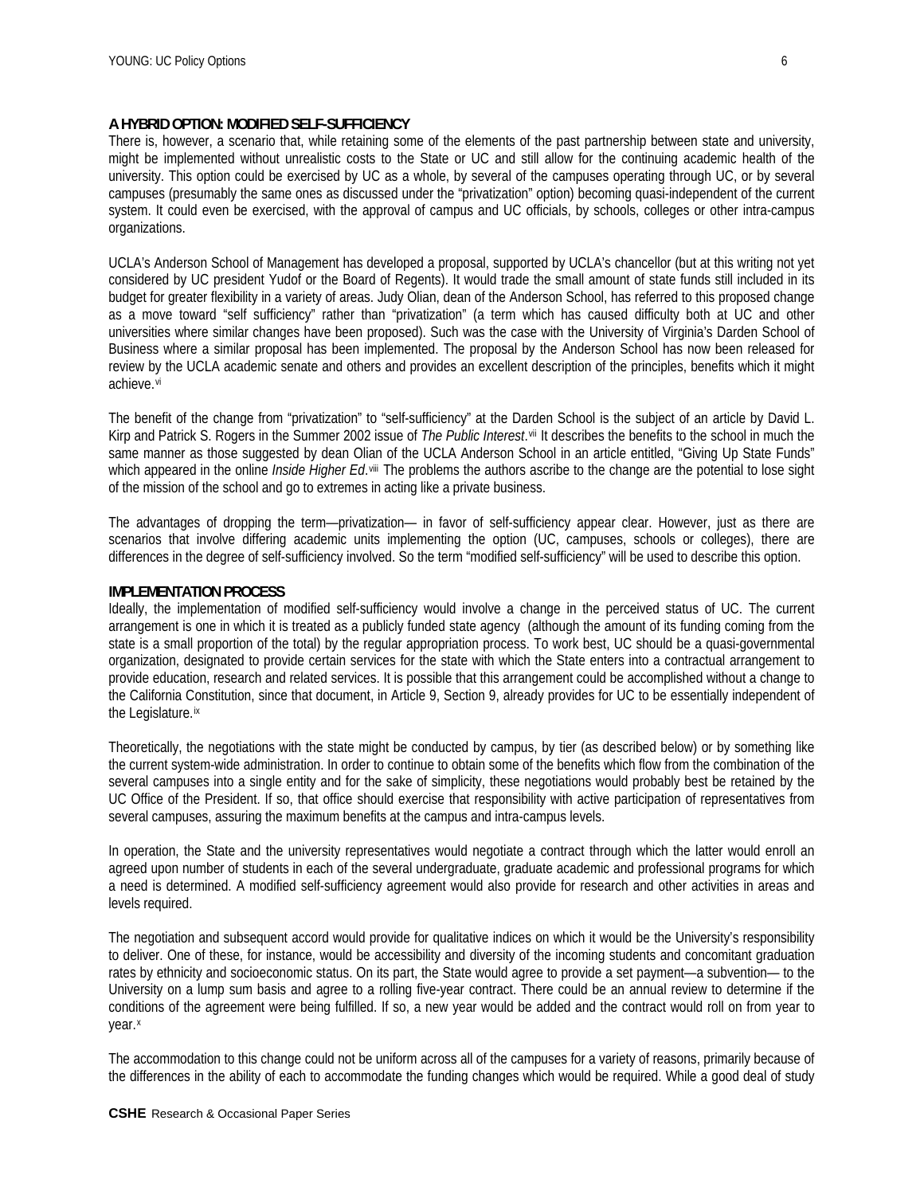## A HYBRID OPTION: MODIFIED SELF-SUFFICIENCY

There is, however, a scenario that, while retaining some of the elements of the past partnership between state and university, might be implemented without unrealistic costs to the State or UC and still allow for the continuing academic health of the university. This option could be exercised by UC as a whole, by several of the campuses operating through UC, or by several campuses (presumably the same ones as discussed under the "privatization" option) becoming quasi-independent of the current system. It could even be exercised, with the approval of campus and UC officials, by schools, colleges or other intra-campus organizations.

UCLA's Anderson School of Management has developed a proposal, supported by UCLA's chancellor (but at this writing not yet considered by UC president Yudof or the Board of Regents). It would trade the small amount of state funds still included in its budget for greater flexibility in a variety of areas. Judy Olian, dean of the Anderson School, has referred to this proposed change as a move toward "self sufficiency" rather than "privatization" (a term which has caused difficulty both at UC and other universities where similar changes have been proposed). Such was the case with the University of Virginia's Darden School of Business where a similar proposal has been implemented. The proposal by the Anderson School has now been released for review by the UCLA academic senate and others and provides an excellent description of the principles, benefits which it might achieve.[vi]

The benefit of the change from "privatization" to "self-sufficiency" at the Darden School is the subject of an article by David L. Kirp and Patrick S. Rogers in the Summer 2002 issue of *The Public Interest*.[vii] It describes the benefits to the school in much the same manner as those suggested by dean Olian of the UCLA Anderson School in an article entitled, "Giving Up State Funds" which appeared in the online *Inside Higher Ed*.[viii] The problems the authors ascribe to the change are the potential to lose sight of the mission of the school and go to extremes in acting like a private business.

The advantages of dropping the term—privatization— in favor of self-sufficiency appear clear. However, just as there are scenarios that involve differing academic units implementing the option (UC, campuses, schools or colleges), there are differences in the degree of self-sufficiency involved. So the term "modified self-sufficiency" will be used to describe this option.

## IMPLEMENTATION PROCESS

Ideally, the implementation of modified self-sufficiency would involve a change in the perceived status of UC. The current arrangement is one in which it is treated as a publicly funded state agency (although the amount of its funding coming from the state is a small proportion of the total) by the regular appropriation process. To work best, UC should be a quasi-governmental organization, designated to provide certain services for the state with which the State enters into a contractual arrangement to provide education, research and related services. It is possible that this arrangement could be accomplished without a change to the California Constitution, since that document, in Article 9, Section 9, already provides for UC to be essentially independent of the Legislature.[ix]

Theoretically, the negotiations with the state might be conducted by campus, by tier (as described below) or by something like the current system-wide administration. In order to continue to obtain some of the benefits which flow from the combination of the several campuses into a single entity and for the sake of simplicity, these negotiations would probably best be retained by the UC Office of the President. If so, that office should exercise that responsibility with active participation of representatives from several campuses, assuring the maximum benefits at the campus and intra-campus levels.

In operation, the State and the university representatives would negotiate a contract through which the latter would enroll an agreed upon number of students in each of the several undergraduate, graduate academic and professional programs for which a need is determined. A modified self-sufficiency agreement would also provide for research and other activities in areas and levels required.

The negotiation and subsequent accord would provide for qualitative indices on which it would be the University's responsibility to deliver. One of these, for instance, would be accessibility and diversity of the incoming students and concomitant graduation rates by ethnicity and socioeconomic status. On its part, the State would agree to provide a set payment—a subvention— to the University on a lump sum basis and agree to a rolling five-year contract. There could be an annual review to determine if the conditions of the agreement were being fulfilled. If so, a new year would be added and the contract would roll on from year to year.[x]

The accommodation to this change could not be uniform across all of the campuses for a variety of reasons, primarily because of the differences in the ability of each to accommodate the funding changes which would be required. While a good deal of study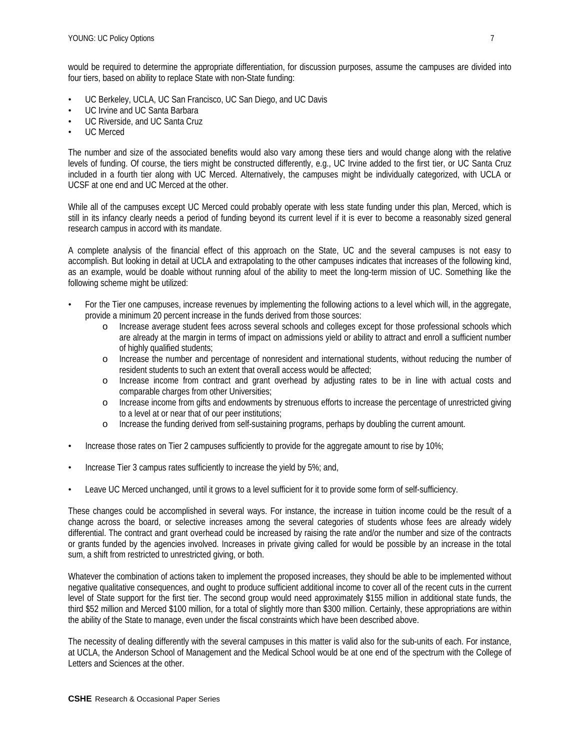would be required to determine the appropriate differentiation, for discussion purposes, assume the campuses are divided into four tiers, based on ability to replace State with non-State funding:

- UC Berkeley, UCLA, UC San Francisco, UC San Diego, and UC Davis
- UC Irvine and UC Santa Barbara
- UC Riverside, and UC Santa Cruz
- UC Merced

The number and size of the associated benefits would also vary among these tiers and would change along with the relative levels of funding. Of course, the tiers might be constructed differently, e.g., UC Irvine added to the first tier, or UC Santa Cruz included in a fourth tier along with UC Merced. Alternatively, the campuses might be individually categorized, with UCLA or UCSF at one end and UC Merced at the other.

While all of the campuses except UC Merced could probably operate with less state funding under this plan, Merced, which is still in its infancy clearly needs a period of funding beyond its current level if it is ever to become a reasonably sized general research campus in accord with its mandate.

A complete analysis of the financial effect of this approach on the State, UC and the several campuses is not easy to accomplish. But looking in detail at UCLA and extrapolating to the other campuses indicates that increases of the following kind, as an example, would be doable without running afoul of the ability to meet the long-term mission of UC. Something like the following scheme might be utilized:

- For the Tier one campuses, increase revenues by implementing the following actions to a level which will, in the aggregate, provide a minimum 20 percent increase in the funds derived from those sources:
  - Increase average student fees across several schools and colleges except for those professional schools which are already at the margin in terms of impact on admissions yield or ability to attract and enroll a sufficient number of highly qualified students;
  - Increase the number and percentage of nonresident and international students, without reducing the number of resident students to such an extent that overall access would be affected;
  - Increase income from contract and grant overhead by adjusting rates to be in line with actual costs and comparable charges from other Universities;
  - Increase income from gifts and endowments by strenuous efforts to increase the percentage of unrestricted giving to a level at or near that of our peer institutions;
  - Increase the funding derived from self-sustaining programs, perhaps by doubling the current amount.
- Increase those rates on Tier 2 campuses sufficiently to provide for the aggregate amount to rise by 10%;
- Increase Tier 3 campus rates sufficiently to increase the yield by 5%; and,
- Leave UC Merced unchanged, until it grows to a level sufficient for it to provide some form of self-sufficiency.

These changes could be accomplished in several ways. For instance, the increase in tuition income could be the result of a change across the board, or selective increases among the several categories of students whose fees are already widely differential. The contract and grant overhead could be increased by raising the rate and/or the number and size of the contracts or grants funded by the agencies involved. Increases in private giving called for would be possible by an increase in the total sum, a shift from restricted to unrestricted giving, or both.

Whatever the combination of actions taken to implement the proposed increases, they should be able to be implemented without negative qualitative consequences, and ought to produce sufficient additional income to cover all of the recent cuts in the current level of State support for the first tier. The second group would need approximately $155 million in additional state funds, the third $52 million and Merced $100 million, for a total of slightly more than $300 million. Certainly, these appropriations are within the ability of the State to manage, even under the fiscal constraints which have been described above.

The necessity of dealing differently with the several campuses in this matter is valid also for the sub-units of each. For instance, at UCLA, the Anderson School of Management and the Medical School would be at one end of the spectrum with the College of Letters and Sciences at the other.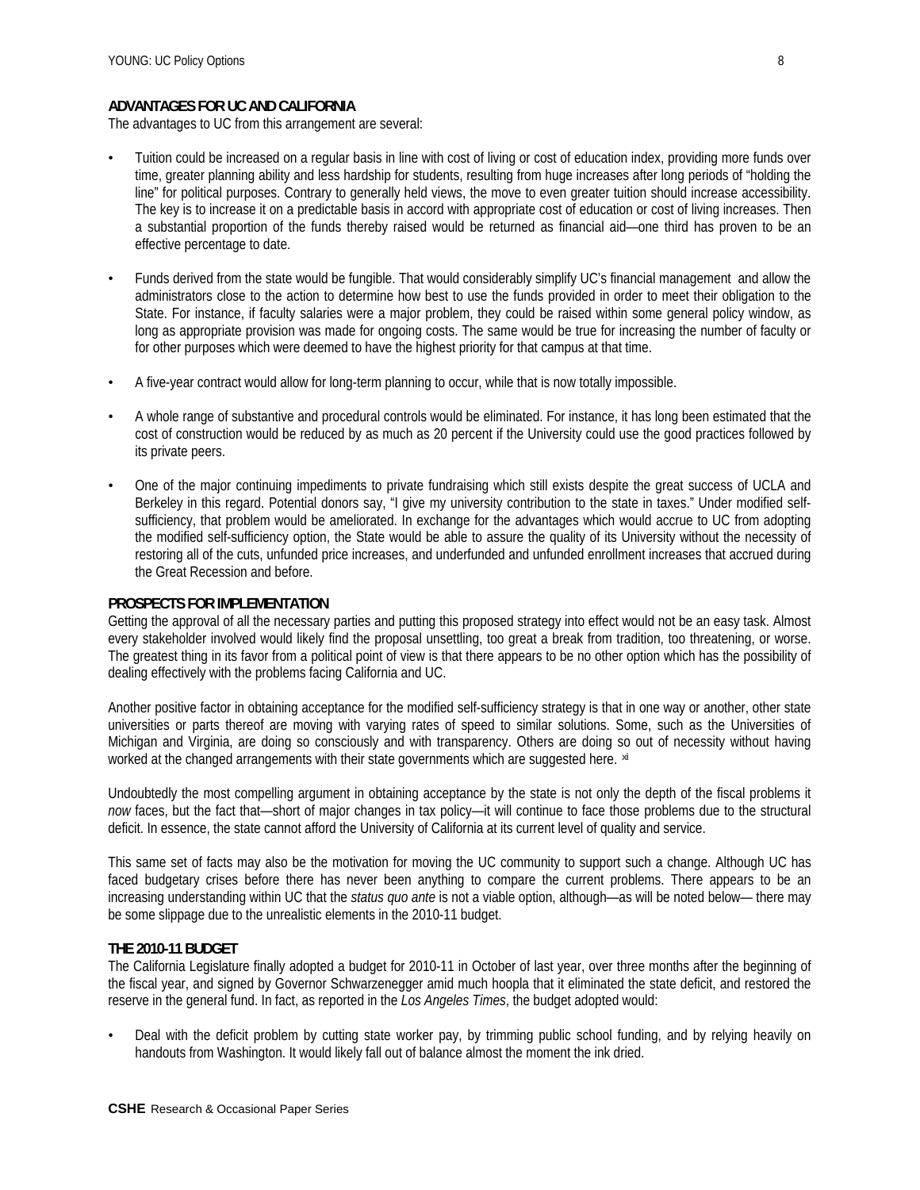### ADVANTAGES FOR UC AND CALIFORNIA

The advantages to UC from this arrangement are several:

- Tuition could be increased on a regular basis in line with cost of living or cost of education index, providing more funds over time, greater planning ability and less hardship for students, resulting from huge increases after long periods of "holding the line" for political purposes. Contrary to generally held views, the move to even greater tuition should increase accessibility. The key is to increase it on a predictable basis in accord with appropriate cost of education or cost of living increases. Then a substantial proportion of the funds thereby raised would be returned as financial aid—one third has proven to be an effective percentage to date.

- Funds derived from the state would be fungible. That would considerably simplify UC's financial management and allow the administrators close to the action to determine how best to use the funds provided in order to meet their obligation to the State. For instance, if faculty salaries were a major problem, they could be raised within some general policy window, as long as appropriate provision was made for ongoing costs. The same would be true for increasing the number of faculty or for other purposes which were deemed to have the highest priority for that campus at that time.

- A five-year contract would allow for long-term planning to occur, while that is now totally impossible.

- A whole range of substantive and procedural controls would be eliminated. For instance, it has long been estimated that the cost of construction would be reduced by as much as 20 percent if the University could use the good practices followed by its private peers.

- One of the major continuing impediments to private fundraising which still exists despite the great success of UCLA and Berkeley in this regard. Potential donors say, "I give my university contribution to the state in taxes." Under modified self-sufficiency, that problem would be ameliorated. In exchange for the advantages which would accrue to UC from adopting the modified self-sufficiency option, the State would be able to assure the quality of its University without the necessity of restoring all of the cuts, unfunded price increases, and underfunded and unfunded enrollment increases that accrued during the Great Recession and before.

### PROSPECTS FOR IMPLEMENTATION

Getting the approval of all the necessary parties and putting this proposed strategy into effect would not be an easy task. Almost every stakeholder involved would likely find the proposal unsettling, too great a break from tradition, too threatening, or worse. The greatest thing in its favor from a political point of view is that there appears to be no other option which has the possibility of dealing effectively with the problems facing California and UC.

Another positive factor in obtaining acceptance for the modified self-sufficiency strategy is that in one way or another, other state universities or parts thereof are moving with varying rates of speed to similar solutions. Some, such as the Universities of Michigan and Virginia, are doing so consciously and with transparency. Others are doing so out of necessity without having worked at the changed arrangements with their state governments which are suggested here. [xi]

Undoubtedly the most compelling argument in obtaining acceptance by the state is not only the depth of the fiscal problems it *now* faces, but the fact that—short of major changes in tax policy—it will continue to face those problems due to the structural deficit. In essence, the state cannot afford the University of California at its current level of quality and service.

This same set of facts may also be the motivation for moving the UC community to support such a change. Although UC has faced budgetary crises before there has never been anything to compare the current problems. There appears to be an increasing understanding within UC that the *status quo ante* is not a viable option, although—as will be noted below— there may be some slippage due to the unrealistic elements in the 2010-11 budget.

### THE 2010-11 BUDGET

The California Legislature finally adopted a budget for 2010-11 in October of last year, over three months after the beginning of the fiscal year, and signed by Governor Schwarzenegger amid much hoopla that it eliminated the state deficit, and restored the reserve in the general fund. In fact, as reported in the *Los Angeles Times*, the budget adopted would:

- Deal with the deficit problem by cutting state worker pay, by trimming public school funding, and by relying heavily on handouts from Washington. It would likely fall out of balance almost the moment the ink dried.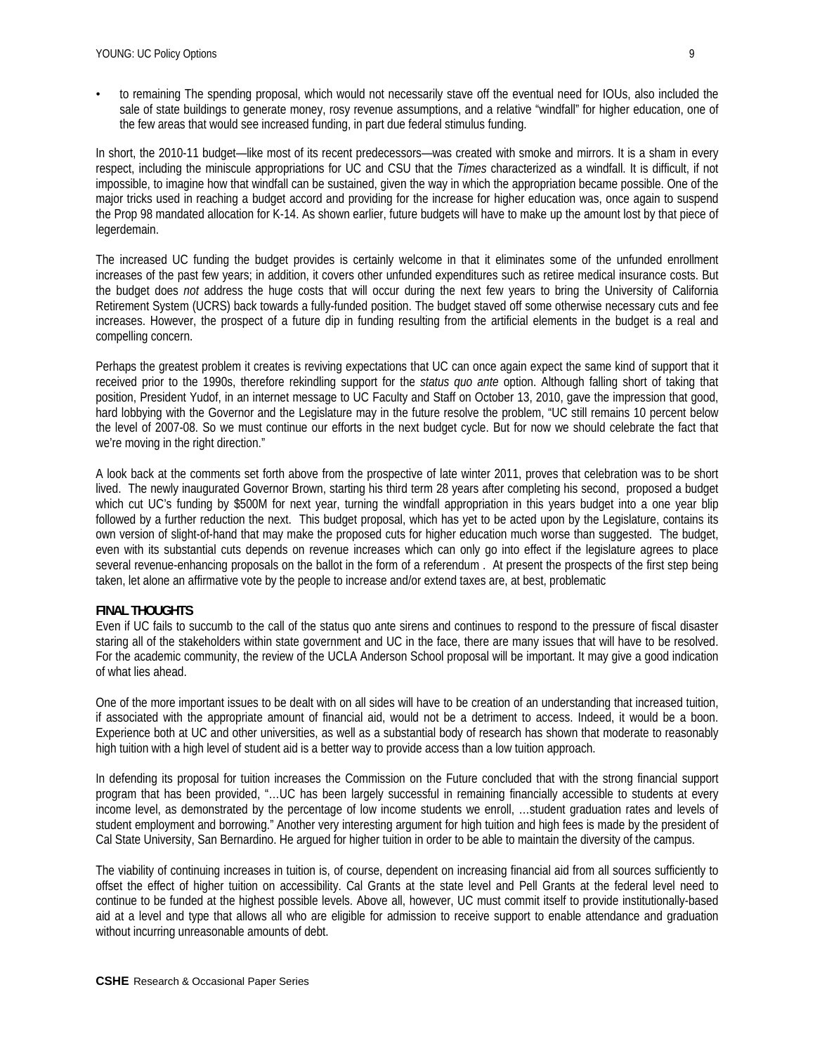- to remaining The spending proposal, which would not necessarily stave off the eventual need for IOUs, also included the sale of state buildings to generate money, rosy revenue assumptions, and a relative "windfall" for higher education, one of the few areas that would see increased funding, in part due federal stimulus funding.

In short, the 2010-11 budget—like most of its recent predecessors—was created with smoke and mirrors. It is a sham in every respect, including the miniscule appropriations for UC and CSU that the *Times* characterized as a windfall. It is difficult, if not impossible, to imagine how that windfall can be sustained, given the way in which the appropriation became possible. One of the major tricks used in reaching a budget accord and providing for the increase for higher education was, once again to suspend the Prop 98 mandated allocation for K-14. As shown earlier, future budgets will have to make up the amount lost by that piece of legerdemain.

The increased UC funding the budget provides is certainly welcome in that it eliminates some of the unfunded enrollment increases of the past few years; in addition, it covers other unfunded expenditures such as retiree medical insurance costs. But the budget does *not* address the huge costs that will occur during the next few years to bring the University of California Retirement System (UCRS) back towards a fully-funded position. The budget staved off some otherwise necessary cuts and fee increases. However, the prospect of a future dip in funding resulting from the artificial elements in the budget is a real and compelling concern.

Perhaps the greatest problem it creates is reviving expectations that UC can once again expect the same kind of support that it received prior to the 1990s, therefore rekindling support for the *status quo ante* option. Although falling short of taking that position, President Yudof, in an internet message to UC Faculty and Staff on October 13, 2010, gave the impression that good, hard lobbying with the Governor and the Legislature may in the future resolve the problem, "UC still remains 10 percent below the level of 2007-08. So we must continue our efforts in the next budget cycle. But for now we should celebrate the fact that we're moving in the right direction."

A look back at the comments set forth above from the prospective of late winter 2011, proves that celebration was to be short lived. The newly inaugurated Governor Brown, starting his third term 28 years after completing his second, proposed a budget which cut UC's funding by $500M for next year, turning the windfall appropriation in this years budget into a one year blip followed by a further reduction the next. This budget proposal, which has yet to be acted upon by the Legislature, contains its own version of slight-of-hand that may make the proposed cuts for higher education much worse than suggested. The budget, even with its substantial cuts depends on revenue increases which can only go into effect if the legislature agrees to place several revenue-enhancing proposals on the ballot in the form of a referendum . At present the prospects of the first step being taken, let alone an affirmative vote by the people to increase and/or extend taxes are, at best, problematic

**FINAL THOUGHTS**

Even if UC fails to succumb to the call of the status quo ante sirens and continues to respond to the pressure of fiscal disaster staring all of the stakeholders within state government and UC in the face, there are many issues that will have to be resolved. For the academic community, the review of the UCLA Anderson School proposal will be important. It may give a good indication of what lies ahead.

One of the more important issues to be dealt with on all sides will have to be creation of an understanding that increased tuition, if associated with the appropriate amount of financial aid, would not be a detriment to access. Indeed, it would be a boon. Experience both at UC and other universities, as well as a substantial body of research has shown that moderate to reasonably high tuition with a high level of student aid is a better way to provide access than a low tuition approach.

In defending its proposal for tuition increases the Commission on the Future concluded that with the strong financial support program that has been provided, "…UC has been largely successful in remaining financially accessible to students at every income level, as demonstrated by the percentage of low income students we enroll, …student graduation rates and levels of student employment and borrowing." Another very interesting argument for high tuition and high fees is made by the president of Cal State University, San Bernardino. He argued for higher tuition in order to be able to maintain the diversity of the campus.

The viability of continuing increases in tuition is, of course, dependent on increasing financial aid from all sources sufficiently to offset the effect of higher tuition on accessibility. Cal Grants at the state level and Pell Grants at the federal level need to continue to be funded at the highest possible levels. Above all, however, UC must commit itself to provide institutionally-based aid at a level and type that allows all who are eligible for admission to receive support to enable attendance and graduation without incurring unreasonable amounts of debt.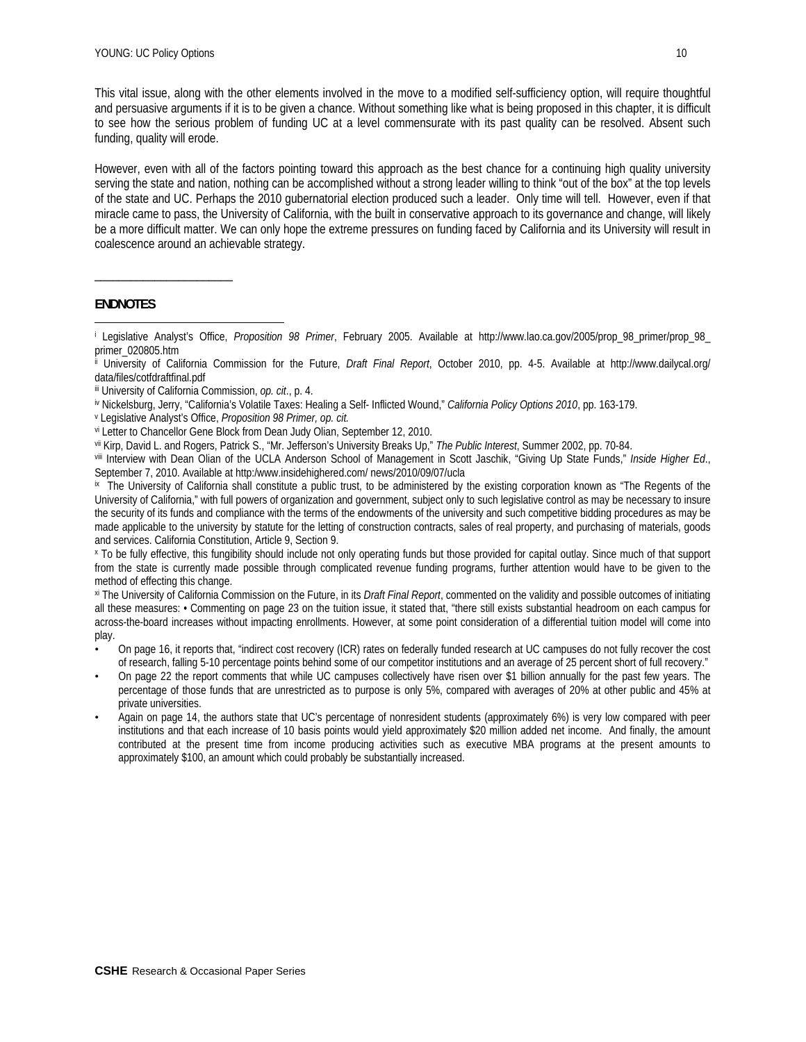This vital issue, along with the other elements involved in the move to a modified self-sufficiency option, will require thoughtful and persuasive arguments if it is to be given a chance. Without something like what is being proposed in this chapter, it is difficult to see how the serious problem of funding UC at a level commensurate with its past quality can be resolved. Absent such funding, quality will erode.

However, even with all of the factors pointing toward this approach as the best chance for a continuing high quality university serving the state and nation, nothing can be accomplished without a strong leader willing to think "out of the box" at the top levels of the state and UC. Perhaps the 2010 gubernatorial election produced such a leader. Only time will tell. However, even if that miracle came to pass, the University of California, with the built in conservative approach to its governance and change, will likely be a more difficult matter. We can only hope the extreme pressures on funding faced by California and its University will result in coalescence around an achievable strategy.

---

## ENDNOTES

[i] Legislative Analyst's Office, *Proposition 98 Primer*, February 2005. Available at http://www.lao.ca.gov/2005/prop_98_primer/prop_98_primer_020805.htm

[ii] University of California Commission for the Future, *Draft Final Report*, October 2010, pp. 4-5. Available at http://www.dailycal.org/data/files/cotfdraftfinal.pdf

[iii] University of California Commission, *op. cit*., p. 4.

[iv] Nickelsburg, Jerry, "California's Volatile Taxes: Healing a Self- Inflicted Wound," *California Policy Options 2010*, pp. 163-179.

[v] Legislative Analyst's Office, *Proposition 98 Primer, op. cit.*

[vi] Letter to Chancellor Gene Block from Dean Judy Olian, September 12, 2010.

[vii] Kirp, David L. and Rogers, Patrick S., "Mr. Jefferson's University Breaks Up," *The Public Interest*, Summer 2002, pp. 70-84.

[viii] Interview with Dean Olian of the UCLA Anderson School of Management in Scott Jaschik, "Giving Up State Funds," *Inside Higher Ed*., September 7, 2010. Available at http:/www.insidehighered.com/ news/2010/09/07/ucla

[ix] The University of California shall constitute a public trust, to be administered by the existing corporation known as "The Regents of the University of California," with full powers of organization and government, subject only to such legislative control as may be necessary to insure the security of its funds and compliance with the terms of the endowments of the university and such competitive bidding procedures as may be made applicable to the university by statute for the letting of construction contracts, sales of real property, and purchasing of materials, goods and services. California Constitution, Article 9, Section 9.

[x] To be fully effective, this fungibility should include not only operating funds but those provided for capital outlay. Since much of that support from the state is currently made possible through complicated revenue funding programs, further attention would have to be given to the method of effecting this change.

[xi] The University of California Commission on the Future, in its *Draft Final Report*, commented on the validity and possible outcomes of initiating all these measures: • Commenting on page 23 on the tuition issue, it stated that, "there still exists substantial headroom on each campus for across-the-board increases without impacting enrollments. However, at some point consideration of a differential tuition model will come into play.

- On page 16, it reports that, "indirect cost recovery (ICR) rates on federally funded research at UC campuses do not fully recover the cost of research, falling 5-10 percentage points behind some of our competitor institutions and an average of 25 percent short of full recovery."
- On page 22 the report comments that while UC campuses collectively have risen over $1 billion annually for the past few years. The percentage of those funds that are unrestricted as to purpose is only 5%, compared with averages of 20% at other public and 45% at private universities.
- Again on page 14, the authors state that UC's percentage of nonresident students (approximately 6%) is very low compared with peer institutions and that each increase of 10 basis points would yield approximately $20 million added net income. And finally, the amount contributed at the present time from income producing activities such as executive MBA programs at the present amounts to approximately $100, an amount which could probably be substantially increased.